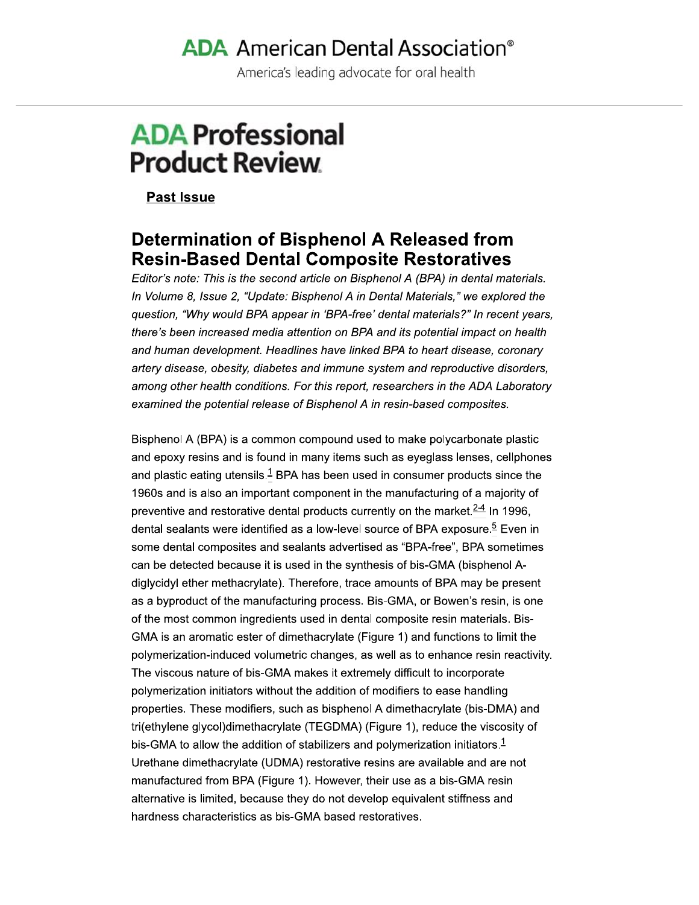# ADA American Dental Association®

America's leading advocate for oral health

## ADA Professional Product Review

**Past Issue**

## Determination of Bisphenol A Released from Resin-Based Dental Composite Restoratives

*Editor's note: This is the second article on Bisphenol A (BPA) in dental materials. In Volume 8, Issue 2, "Update: Bisphenol A in Dental Materials," we explored the question, "Why would BPA appear in 'BPA-free' dental materials?" In recent years, there's been increased media attention on BPA and its potential impact on health and human development. Headlines have linked BPA to heart disease, coronary artery disease, obesity, diabetes and immune system and reproductive disorders, among other health conditions. For this report, researchers in the ADA Laboratory examined the potential release of Bisphenol A in resin-based composites.*

Bisphenol A (BPA) is a common compound used to make polycarbonate plastic and epoxy resins and is found in many items such as eyeglass lenses, cellphones and plastic eating utensils.[1] BPA has been used in consumer products since the 1960s and is also an important component in the manufacturing of a majority of preventive and restorative dental products currently on the market.[2-4] In 1996, dental sealants were identified as a low-level source of BPA exposure.[5] Even in some dental composites and sealants advertised as "BPA-free", BPA sometimes can be detected because it is used in the synthesis of bis-GMA (bisphenol A-diglycidyl ether methacrylate). Therefore, trace amounts of BPA may be present as a byproduct of the manufacturing process. Bis-GMA, or Bowen's resin, is one of the most common ingredients used in dental composite resin materials. Bis-GMA is an aromatic ester of dimethacrylate (Figure 1) and functions to limit the polymerization-induced volumetric changes, as well as to enhance resin reactivity. The viscous nature of bis-GMA makes it extremely difficult to incorporate polymerization initiators without the addition of modifiers to ease handling properties. These modifiers, such as bisphenol A dimethacrylate (bis-DMA) and tri(ethylene glycol)dimethacrylate (TEGDMA) (Figure 1), reduce the viscosity of bis-GMA to allow the addition of stabilizers and polymerization initiators.[1] Urethane dimethacrylate (UDMA) restorative resins are available and are not manufactured from BPA (Figure 1). However, their use as a bis-GMA resin alternative is limited, because they do not develop equivalent stiffness and hardness characteristics as bis-GMA based restoratives.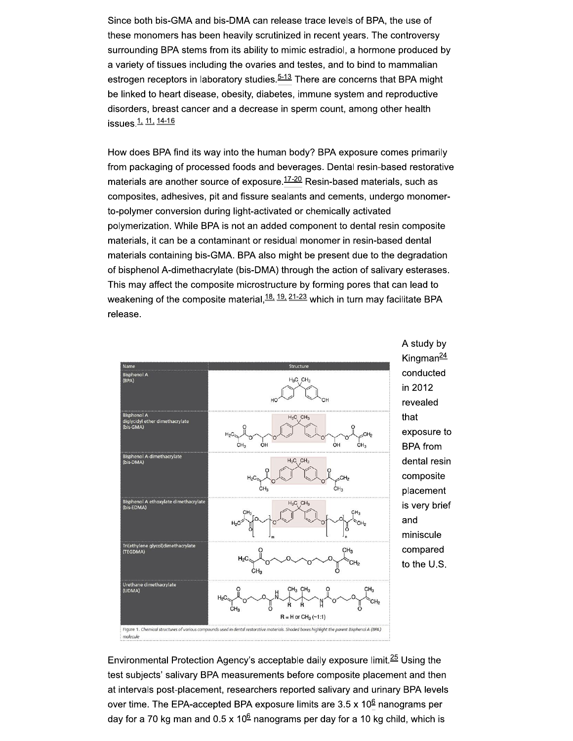Since both bis-GMA and bis-DMA can release trace levels of BPA, the use of these monomers has been heavily scrutinized in recent years. The controversy surrounding BPA stems from its ability to mimic estradiol, a hormone produced by a variety of tissues including the ovaries and testes, and to bind to mammalian estrogen receptors in laboratory studies.[5-13] There are concerns that BPA might be linked to heart disease, obesity, diabetes, immune system and reproductive disorders, breast cancer and a decrease in sperm count, among other health issues.[1, 11, 14-16]

How does BPA find its way into the human body? BPA exposure comes primarily from packaging of processed foods and beverages. Dental resin-based restorative materials are another source of exposure.[17-20] Resin-based materials, such as composites, adhesives, pit and fissure sealants and cements, undergo monomer-to-polymer conversion during light-activated or chemically activated polymerization. While BPA is not an added component to dental resin composite materials, it can be a contaminant or residual monomer in resin-based dental materials containing bis-GMA. BPA also might be present due to the degradation of bisphenol A-dimethacrylate (bis-DMA) through the action of salivary esterases. This may affect the composite microstructure by forming pores that can lead to weakening of the composite material,[18, 19, 21-23] which in turn may facilitate BPA release.

| Name | Structure |
| --- | --- |
| Bisphenol A (BPA) | |
| Bisphenol A diglycidyl ether dimethacrylate (bis-GMA) | |
| Bisphenol A-dimethacrylate (bis-DMA) | |
| Bisphenol A ethoxylate dimethacrylate (bis-EDMA) | |
| Tri(ethylene glycol)dimethacrylate (TEGDMA) | |
| Urethane dimethacrylate (UDMA) | R = H or $CH_3$ (~1:1) |

*Figure 1. Chemical structures of various compounds used in dental restorative materials. Shaded boxes highlight the parent Bisphenol A (BPA) molecule*

A study by Kingman[24] conducted in 2012 revealed that exposure to BPA from dental resin composite placement is very brief and miniscule compared to the U.S. Environmental Protection Agency's acceptable daily exposure limit.[25] Using the test subjects' salivary BPA measurements before composite placement and then at intervals post-placement, researchers reported salivary and urinary BPA levels over time. The EPA-accepted BPA exposure limits are $3.5 \times 10^6$ nanograms per day for a 70 kg man and $0.5 \times 10^6$ nanograms per day for a 10 kg child, which is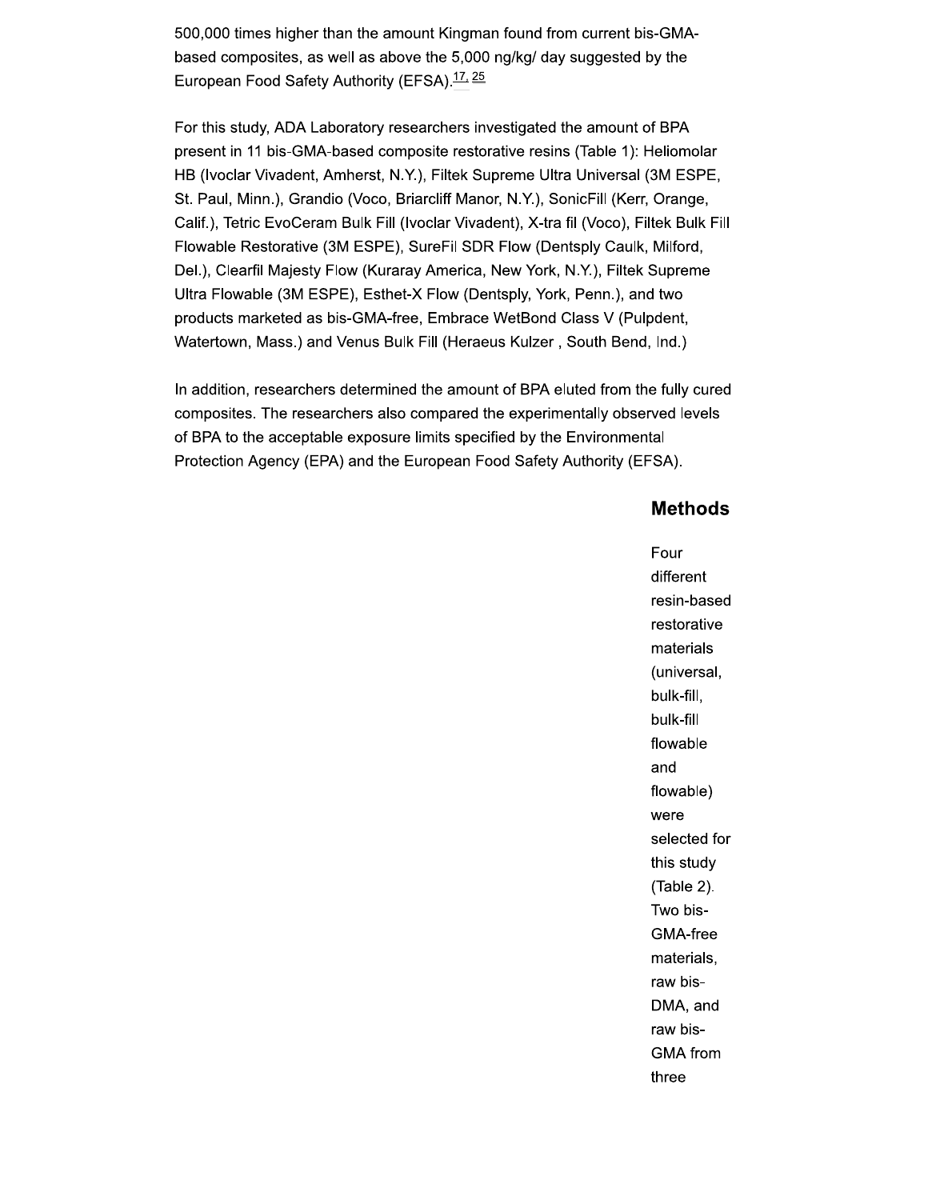500,000 times higher than the amount Kingman found from current bis-GMA-based composites, as well as above the 5,000 ng/kg/ day suggested by the European Food Safety Authority (EFSA).[17, 25]

For this study, ADA Laboratory researchers investigated the amount of BPA present in 11 bis-GMA-based composite restorative resins (Table 1): Heliomolar HB (Ivoclar Vivadent, Amherst, N.Y.), Filtek Supreme Ultra Universal (3M ESPE, St. Paul, Minn.), Grandio (Voco, Briarcliff Manor, N.Y.), SonicFill (Kerr, Orange, Calif.), Tetric EvoCeram Bulk Fill (Ivoclar Vivadent), X-tra fil (Voco), Filtek Bulk Fill Flowable Restorative (3M ESPE), SureFil SDR Flow (Dentsply Caulk, Milford, Del.), Clearfil Majesty Flow (Kuraray America, New York, N.Y.), Filtek Supreme Ultra Flowable (3M ESPE), Esthet-X Flow (Dentsply, York, Penn.), and two products marketed as bis-GMA-free, Embrace WetBond Class V (Pulpdent, Watertown, Mass.) and Venus Bulk Fill (Heraeus Kulzer , South Bend, Ind.)

In addition, researchers determined the amount of BPA eluted from the fully cured composites. The researchers also compared the experimentally observed levels of BPA to the acceptable exposure limits specified by the Environmental Protection Agency (EPA) and the European Food Safety Authority (EFSA).

## Methods

Four different resin-based restorative materials (universal, bulk-fill, bulk-fill flowable and flowable) were selected for this study (Table 2). Two bis-GMA-free materials, raw bis-DMA, and raw bis-GMA from three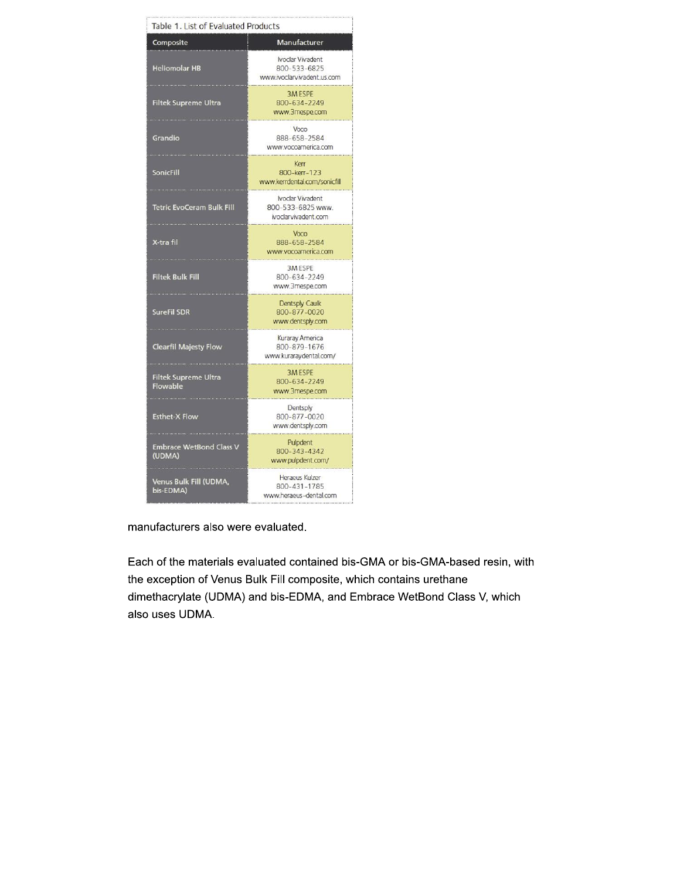Table 1. List of Evaluated Products

| Composite | Manufacturer |
| --- | --- |
| Heliomolar HB | Ivoclar Vivadent 800-533-6825 www.ivoclarvivadent.us.com |
| Filtek Supreme Ultra | 3M ESPE 800-634-2249 www.3mespe.com |
| Grandio | Voco 888-658-2584 www.vocoamerica.com |
| SonicFill | Kerr 800-kerr-123 www.kerrdental.com/sonicfill |
| Tetric EvoCeram Bulk Fill | Ivoclar Vivadent 800-533-6825 www. ivoclarvivadent.com |
| X-tra fil | Voco 888-658-2584 www.vocoamerica.com |
| Filtek Bulk Fill | 3M ESPE 800-634-2249 www.3mespe.com |
| SureFil SDR | Dentsply Caulk 800-877-0020 www.dentsply.com |
| Clearfil Majesty Flow | Kuraray America 800-879-1676 www.kuraraydental.com/ |
| Filtek Supreme Ultra Flowable | 3M ESPE 800-634-2249 www.3mespe.com |
| Esthet-X Flow | Dentsply 800-877-0020 www.dentsply.com |
| Embrace WetBond Class V (UDMA) | Pulpdent 800-343-4342 www.pulpdent.com/ |
| Venus Bulk Fill (UDMA, bis-EDMA) | Heraeus Kulzer 800-431-1785 www.heraeus-dental.com |

manufacturers also were evaluated.

Each of the materials evaluated contained bis-GMA or bis-GMA-based resin, with the exception of Venus Bulk Fill composite, which contains urethane dimethacrylate (UDMA) and bis-EDMA, and Embrace WetBond Class V, which also uses UDMA.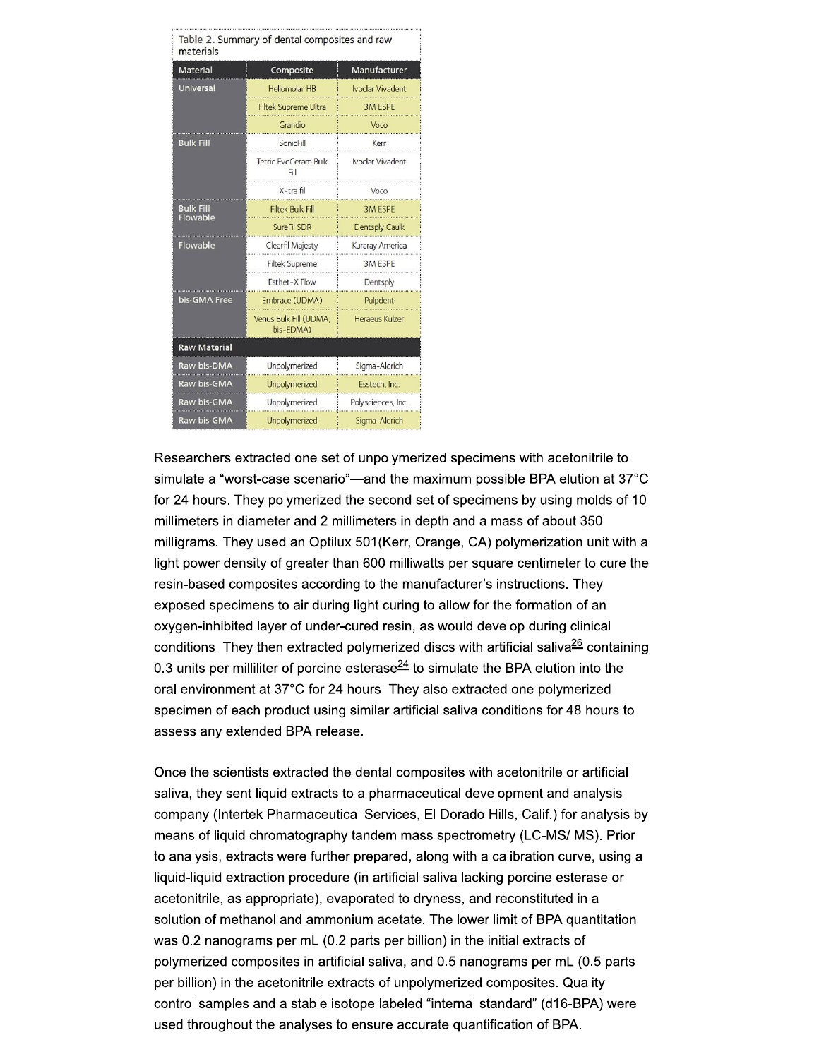Table 2. Summary of dental composites and raw materials

| Material | Composite | Manufacturer |
| --- | --- | --- |
| Universal | Heliomolar HB | Ivoclar Vivadent |
| | Filtek Supreme Ultra | 3M ESPE |
| | Grandio | Voco |
| Bulk Fill | SonicFill | Kerr |
| | Tetric EvoCeram Bulk Fill | Ivoclar Vivadent |
| | X-tra fil | Voco |
| Bulk Fill Flowable | Filtek Bulk Fill | 3M ESPE |
| | SureFil SDR | Dentsply Caulk |
| Flowable | Clearfil Majesty | Kuraray America |
| | Filtek Supreme | 3M ESPE |
| | Esthet-X Flow | Dentsply |
| bis-GMA Free | Embrace (UDMA) | Pulpdent |
| | Venus Bulk Fill (UDMA, bis-EDMA) | Heraeus Kulzer |
| **Raw Material** | | |
| Raw bis-DMA | Unpolymerized | Sigma-Aldrich |
| Raw bis-GMA | Unpolymerized | Esstech, Inc. |
| Raw bis-GMA | Unpolymerized | Polysciences, Inc. |
| Raw bis-GMA | Unpolymerized | Sigma-Aldrich |

Researchers extracted one set of unpolymerized specimens with acetonitrile to simulate a "worst-case scenario"—and the maximum possible BPA elution at 37°C for 24 hours. They polymerized the second set of specimens by using molds of 10 millimeters in diameter and 2 millimeters in depth and a mass of about 350 milligrams. They used an Optilux 501(Kerr, Orange, CA) polymerization unit with a light power density of greater than 600 milliwatts per square centimeter to cure the resin-based composites according to the manufacturer's instructions. They exposed specimens to air during light curing to allow for the formation of an oxygen-inhibited layer of under-cured resin, as would develop during clinical conditions. They then extracted polymerized discs with artificial saliva[26] containing 0.3 units per milliliter of porcine esterase[24] to simulate the BPA elution into the oral environment at 37°C for 24 hours. They also extracted one polymerized specimen of each product using similar artificial saliva conditions for 48 hours to assess any extended BPA release.

Once the scientists extracted the dental composites with acetonitrile or artificial saliva, they sent liquid extracts to a pharmaceutical development and analysis company (Intertek Pharmaceutical Services, El Dorado Hills, Calif.) for analysis by means of liquid chromatography tandem mass spectrometry (LC-MS/ MS). Prior to analysis, extracts were further prepared, along with a calibration curve, using a liquid-liquid extraction procedure (in artificial saliva lacking porcine esterase or acetonitrile, as appropriate), evaporated to dryness, and reconstituted in a solution of methanol and ammonium acetate. The lower limit of BPA quantitation was 0.2 nanograms per mL (0.2 parts per billion) in the initial extracts of polymerized composites in artificial saliva, and 0.5 nanograms per mL (0.5 parts per billion) in the acetonitrile extracts of unpolymerized composites. Quality control samples and a stable isotope labeled "internal standard" (d16-BPA) were used throughout the analyses to ensure accurate quantification of BPA.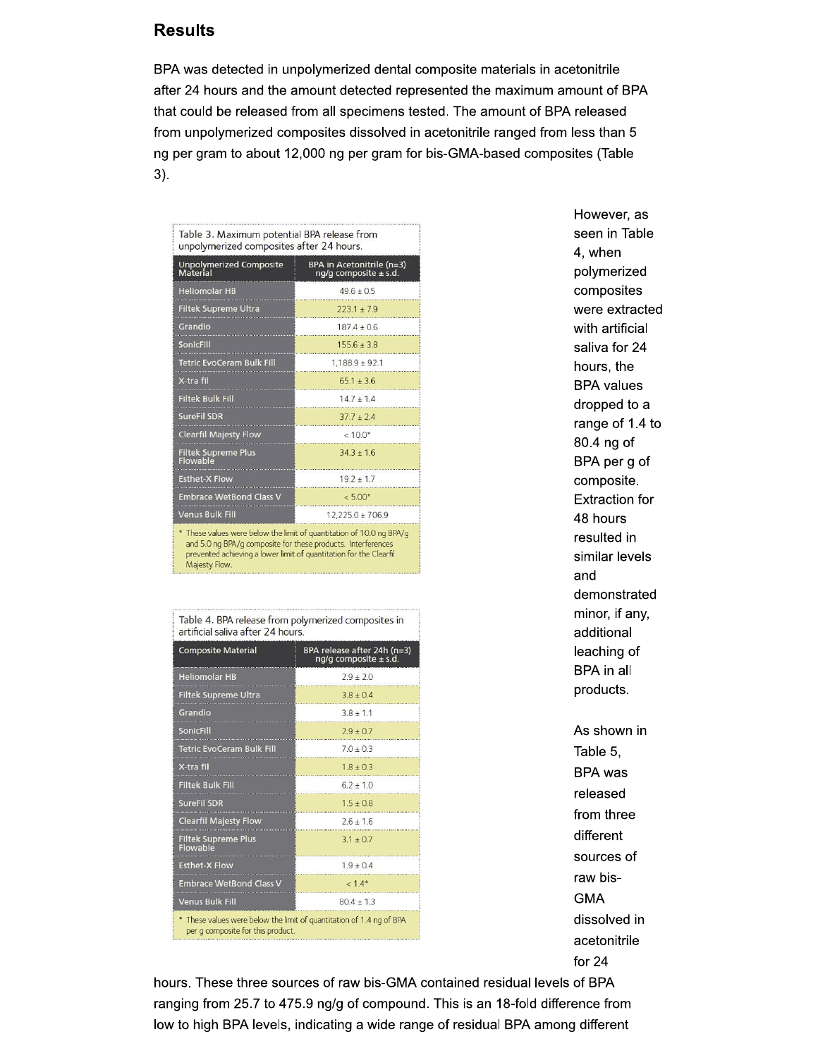## Results

BPA was detected in unpolymerized dental composite materials in acetonitrile after 24 hours and the amount detected represented the maximum amount of BPA that could be released from all specimens tested. The amount of BPA released from unpolymerized composites dissolved in acetonitrile ranged from less than 5 ng per gram to about 12,000 ng per gram for bis-GMA-based composites (Table 3).

Table 3. Maximum potential BPA release from unpolymerized composites after 24 hours.

| Unpolymerized Composite Material | BPA in Acetonitrile (n=3) ng/g composite ± s.d. |
|---|---|
| Heliomolar HB | 49.6 ± 0.5 |
| Filtek Supreme Ultra | 223.1 ± 7.9 |
| Grandio | 187.4 ± 0.6 |
| SonicFill | 155.6 ± 3.8 |
| Tetric EvoCeram Bulk Fill | 1,188.9 ± 92.1 |
| X-tra fil | 65.1 ± 3.6 |
| Filtek Bulk Fill | 14.7 ± 1.4 |
| SureFil SDR | 37.7 ± 2.4 |
| Clearfil Majesty Flow | < 10.0* |
| Filtek Supreme Plus Flowable | 34.3 ± 1.6 |
| Esthet-X Flow | 19.2 ± 1.7 |
| Embrace WetBond Class V | < 5.00* |
| Venus Bulk Fill | 12,225.0 ± 706.9 |

\* These values were below the limit of quantitation of 10.0 ng BPA/g and 5.0 ng BPA/g composite for these products. Interferences prevented achieving a lower limit of quantitation for the Clearfil Majesty Flow.

However, as seen in Table 4, when polymerized composites were extracted with artificial saliva for 24 hours, the BPA values dropped to a range of 1.4 to 80.4 ng of BPA per g of composite. Extraction for 48 hours resulted in similar levels and demonstrated minor, if any, additional leaching of BPA in all products.

Table 4. BPA release from polymerized composites in artificial saliva after 24 hours.

| Composite Material | BPA release after 24h (n=3) ng/g composite ± s.d. |
|---|---|
| Heliomolar HB | 2.9 ± 2.0 |
| Filtek Supreme Ultra | 3.8 ± 0.4 |
| Grandio | 3.8 ± 1.1 |
| SonicFill | 2.9 ± 0.7 |
| Tetric EvoCeram Bulk Fill | 7.0 ± 0.3 |
| X-tra fil | 1.8 ± 0.3 |
| Filtek Bulk Fill | 6.2 ± 1.0 |
| SureFil SDR | 1.5 ± 0.8 |
| Clearfil Majesty Flow | 2.6 ± 1.6 |
| Filtek Supreme Plus Flowable | 3.1 ± 0.7 |
| Esthet-X Flow | 1.9 ± 0.4 |
| Embrace WetBond Class V | < 1.4* |
| Venus Bulk Fill | 80.4 ± 1.3 |

\* These values were below the limit of quantitation of 1.4 ng of BPA per g composite for this product.

As shown in Table 5, BPA was released from three different sources of raw bis-GMA dissolved in acetonitrile for 24 hours. These three sources of raw bis-GMA contained residual levels of BPA ranging from 25.7 to 475.9 ng/g of compound. This is an 18-fold difference from low to high BPA levels, indicating a wide range of residual BPA among different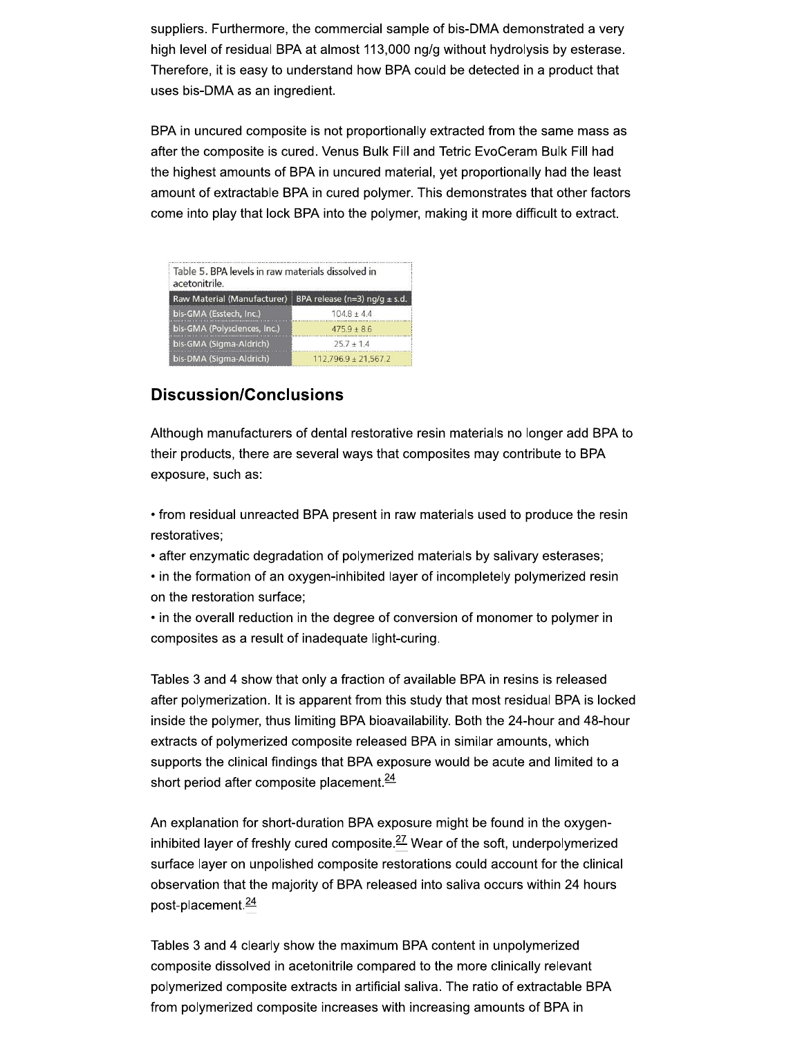suppliers. Furthermore, the commercial sample of bis-DMA demonstrated a very high level of residual BPA at almost 113,000 ng/g without hydrolysis by esterase. Therefore, it is easy to understand how BPA could be detected in a product that uses bis-DMA as an ingredient.

BPA in uncured composite is not proportionally extracted from the same mass as after the composite is cured. Venus Bulk Fill and Tetric EvoCeram Bulk Fill had the highest amounts of BPA in uncured material, yet proportionally had the least amount of extractable BPA in cured polymer. This demonstrates that other factors come into play that lock BPA into the polymer, making it more difficult to extract.

Table 5. BPA levels in raw materials dissolved in acetonitrile.

| Raw Material (Manufacturer) | BPA release (n=3) ng/g ± s.d. |
|---|---|
| bis-GMA (Esstech, Inc.) | 104.8 ± 4.4 |
| bis-GMA (Polysciences, Inc.) | 475.9 ± 8.6 |
| bis-GMA (Sigma-Aldrich) | 25.7 ± 1.4 |
| bis-DMA (Sigma-Aldrich) | 112,796.9 ± 21,567.2 |

## Discussion/Conclusions

Although manufacturers of dental restorative resin materials no longer add BPA to their products, there are several ways that composites may contribute to BPA exposure, such as:

- from residual unreacted BPA present in raw materials used to produce the resin restoratives;
- after enzymatic degradation of polymerized materials by salivary esterases;
- in the formation of an oxygen-inhibited layer of incompletely polymerized resin on the restoration surface;
- in the overall reduction in the degree of conversion of monomer to polymer in composites as a result of inadequate light-curing.

Tables 3 and 4 show that only a fraction of available BPA in resins is released after polymerization. It is apparent from this study that most residual BPA is locked inside the polymer, thus limiting BPA bioavailability. Both the 24-hour and 48-hour extracts of polymerized composite released BPA in similar amounts, which supports the clinical findings that BPA exposure would be acute and limited to a short period after composite placement.[24]

An explanation for short-duration BPA exposure might be found in the oxygen-inhibited layer of freshly cured composite.[27] Wear of the soft, underpolymerized surface layer on unpolished composite restorations could account for the clinical observation that the majority of BPA released into saliva occurs within 24 hours post-placement.[24]

Tables 3 and 4 clearly show the maximum BPA content in unpolymerized composite dissolved in acetonitrile compared to the more clinically relevant polymerized composite extracts in artificial saliva. The ratio of extractable BPA from polymerized composite increases with increasing amounts of BPA in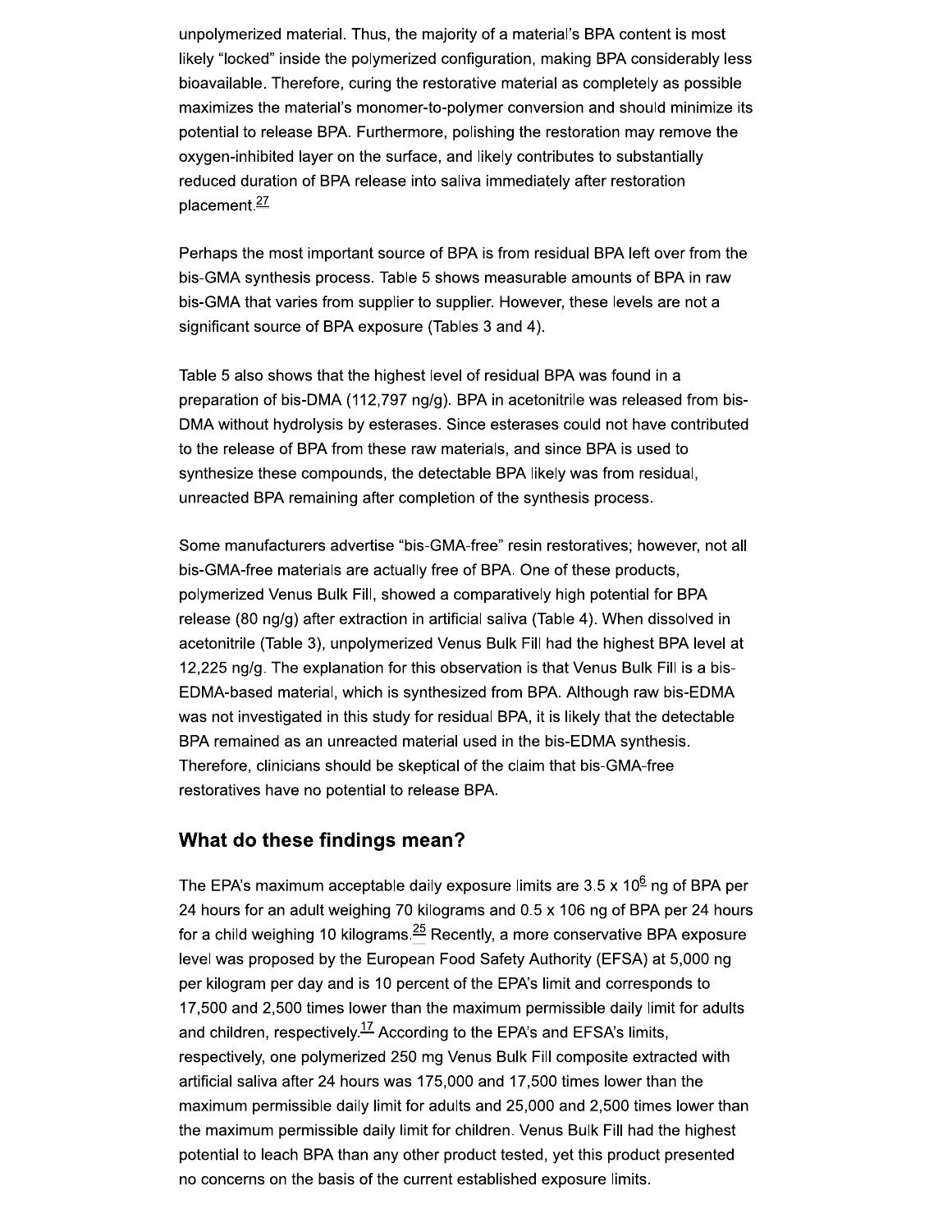unpolymerized material. Thus, the majority of a material's BPA content is most likely "locked" inside the polymerized configuration, making BPA considerably less bioavailable. Therefore, curing the restorative material as completely as possible maximizes the material's monomer-to-polymer conversion and should minimize its potential to release BPA. Furthermore, polishing the restoration may remove the oxygen-inhibited layer on the surface, and likely contributes to substantially reduced duration of BPA release into saliva immediately after restoration placement.[27]

Perhaps the most important source of BPA is from residual BPA left over from the bis-GMA synthesis process. Table 5 shows measurable amounts of BPA in raw bis-GMA that varies from supplier to supplier. However, these levels are not a significant source of BPA exposure (Tables 3 and 4).

Table 5 also shows that the highest level of residual BPA was found in a preparation of bis-DMA (112,797 ng/g). BPA in acetonitrile was released from bis-DMA without hydrolysis by esterases. Since esterases could not have contributed to the release of BPA from these raw materials, and since BPA is used to synthesize these compounds, the detectable BPA likely was from residual, unreacted BPA remaining after completion of the synthesis process.

Some manufacturers advertise "bis-GMA-free" resin restoratives; however, not all bis-GMA-free materials are actually free of BPA. One of these products, polymerized Venus Bulk Fill, showed a comparatively high potential for BPA release (80 ng/g) after extraction in artificial saliva (Table 4). When dissolved in acetonitrile (Table 3), unpolymerized Venus Bulk Fill had the highest BPA level at 12,225 ng/g. The explanation for this observation is that Venus Bulk Fill is a bis-EDMA-based material, which is synthesized from BPA. Although raw bis-EDMA was not investigated in this study for residual BPA, it is likely that the detectable BPA remained as an unreacted material used in the bis-EDMA synthesis. Therefore, clinicians should be skeptical of the claim that bis-GMA-free restoratives have no potential to release BPA.

## What do these findings mean?

The EPA's maximum acceptable daily exposure limits are $3.5 \times 10^6$ ng of BPA per 24 hours for an adult weighing 70 kilograms and 0.5 x 106 ng of BPA per 24 hours for a child weighing 10 kilograms.[25] Recently, a more conservative BPA exposure level was proposed by the European Food Safety Authority (EFSA) at 5,000 ng per kilogram per day and is 10 percent of the EPA's limit and corresponds to 17,500 and 2,500 times lower than the maximum permissible daily limit for adults and children, respectively.[17] According to the EPA's and EFSA's limits, respectively, one polymerized 250 mg Venus Bulk Fill composite extracted with artificial saliva after 24 hours was 175,000 and 17,500 times lower than the maximum permissible daily limit for adults and 25,000 and 2,500 times lower than the maximum permissible daily limit for children. Venus Bulk Fill had the highest potential to leach BPA than any other product tested, yet this product presented no concerns on the basis of the current established exposure limits.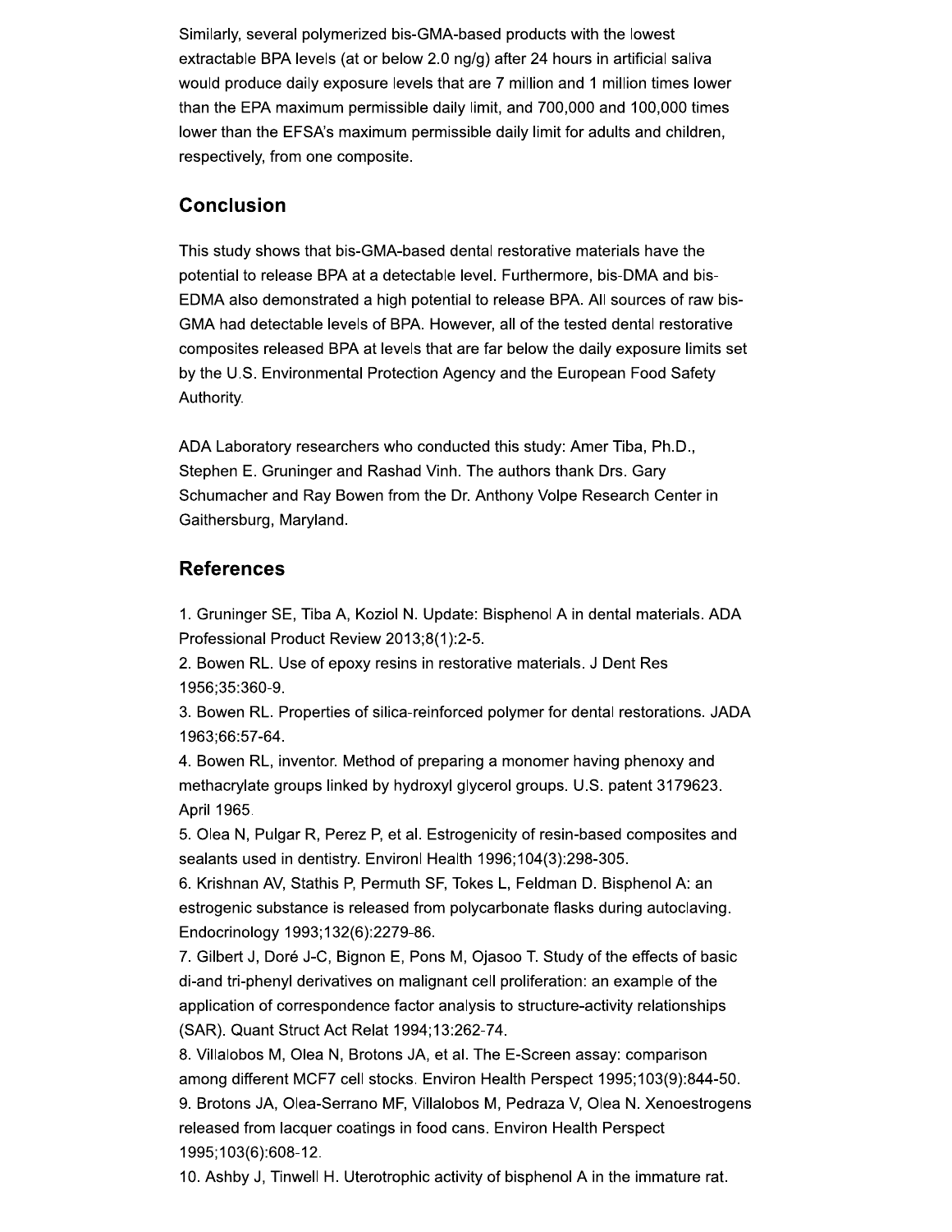Similarly, several polymerized bis-GMA-based products with the lowest extractable BPA levels (at or below 2.0 ng/g) after 24 hours in artificial saliva would produce daily exposure levels that are 7 million and 1 million times lower than the EPA maximum permissible daily limit, and 700,000 and 100,000 times lower than the EFSA's maximum permissible daily limit for adults and children, respectively, from one composite.

## Conclusion

This study shows that bis-GMA-based dental restorative materials have the potential to release BPA at a detectable level. Furthermore, bis-DMA and bis-EDMA also demonstrated a high potential to release BPA. All sources of raw bis-GMA had detectable levels of BPA. However, all of the tested dental restorative composites released BPA at levels that are far below the daily exposure limits set by the U.S. Environmental Protection Agency and the European Food Safety Authority.

ADA Laboratory researchers who conducted this study: Amer Tiba, Ph.D., Stephen E. Gruninger and Rashad Vinh. The authors thank Drs. Gary Schumacher and Ray Bowen from the Dr. Anthony Volpe Research Center in Gaithersburg, Maryland.

## References

1. Gruninger SE, Tiba A, Koziol N. Update: Bisphenol A in dental materials. ADA Professional Product Review 2013;8(1):2-5.
2. Bowen RL. Use of epoxy resins in restorative materials. J Dent Res 1956;35:360-9.
3. Bowen RL. Properties of silica-reinforced polymer for dental restorations. JADA 1963;66:57-64.
4. Bowen RL, inventor. Method of preparing a monomer having phenoxy and methacrylate groups linked by hydroxyl glycerol groups. U.S. patent 3179623. April 1965.
5. Olea N, Pulgar R, Perez P, et al. Estrogenicity of resin-based composites and sealants used in dentistry. Environl Health 1996;104(3):298-305.
6. Krishnan AV, Stathis P, Permuth SF, Tokes L, Feldman D. Bisphenol A: an estrogenic substance is released from polycarbonate flasks during autoclaving. Endocrinology 1993;132(6):2279-86.
7. Gilbert J, Doré J-C, Bignon E, Pons M, Ojasoo T. Study of the effects of basic di-and tri-phenyl derivatives on malignant cell proliferation: an example of the application of correspondence factor analysis to structure-activity relationships (SAR). Quant Struct Act Relat 1994;13:262-74.
8. Villalobos M, Olea N, Brotons JA, et al. The E-Screen assay: comparison among different MCF7 cell stocks. Environ Health Perspect 1995;103(9):844-50.
9. Brotons JA, Olea-Serrano MF, Villalobos M, Pedraza V, Olea N. Xenoestrogens released from lacquer coatings in food cans. Environ Health Perspect 1995;103(6):608-12.
10. Ashby J, Tinwell H. Uterotrophic activity of bisphenol A in the immature rat.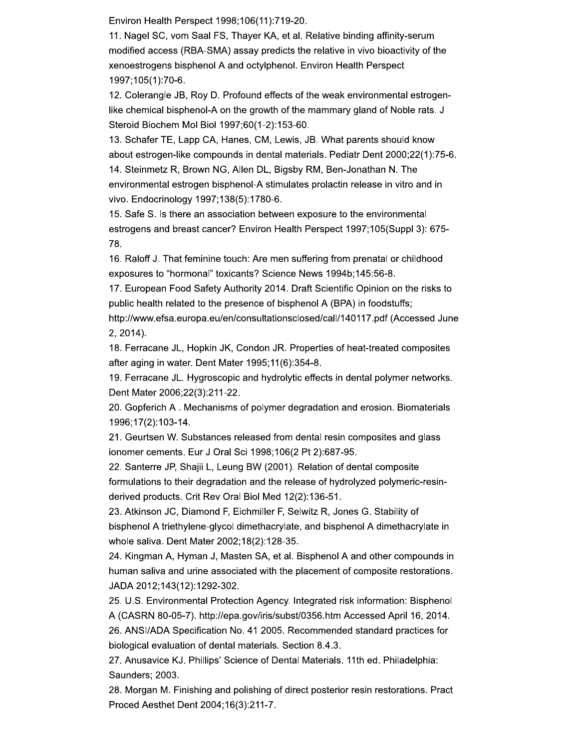Environ Health Perspect 1998;106(11):719-20.

11. Nagel SC, vom Saal FS, Thayer KA, et al. Relative binding affinity-serum modified access (RBA-SMA) assay predicts the relative in vivo bioactivity of the xenoestrogens bisphenol A and octylphenol. Environ Health Perspect 1997;105(1):70-6.

12. Colerangle JB, Roy D. Profound effects of the weak environmental estrogen-like chemical bisphenol-A on the growth of the mammary gland of Noble rats. J Steroid Biochem Mol Biol 1997;60(1-2):153-60.

13. Schafer TE, Lapp CA, Hanes, CM, Lewis, JB. What parents should know about estrogen-like compounds in dental materials. Pediatr Dent 2000;22(1):75-6.

14. Steinmetz R, Brown NG, Allen DL, Bigsby RM, Ben-Jonathan N. The environmental estrogen bisphenol-A stimulates prolactin release in vitro and in vivo. Endocrinology 1997;138(5):1780-6.

15. Safe S. Is there an association between exposure to the environmental estrogens and breast cancer? Environ Health Perspect 1997;105(Suppl 3): 675-78.

16. Raloff J. That feminine touch: Are men suffering from prenatal or childhood exposures to "hormonal" toxicants? Science News 1994b;145:56-8.

17. European Food Safety Authority 2014. Draft Scientific Opinion on the risks to public health related to the presence of bisphenol A (BPA) in foodstuffs; http://www.efsa.europa.eu/en/consultationsclosed/call/140117.pdf (Accessed June 2, 2014).

18. Ferracane JL, Hopkin JK, Condon JR. Properties of heat-treated composites after aging in water. Dent Mater 1995;11(6):354-8.

19. Ferracane JL. Hygroscopic and hydrolytic effects in dental polymer networks. Dent Mater 2006;22(3):211-22.

20. Gopferich A . Mechanisms of polymer degradation and erosion. Biomaterials 1996;17(2):103-14.

21. Geurtsen W. Substances released from dental resin composites and glass ionomer cements. Eur J Oral Sci 1998;106(2 Pt 2):687-95.

22. Santerre JP, Shajii L, Leung BW (2001). Relation of dental composite formulations to their degradation and the release of hydrolyzed polymeric-resin-derived products. Crit Rev Oral Biol Med 12(2):136-51.

23. Atkinson JC, Diamond F, Eichmiller F, Selwitz R, Jones G. Stability of bisphenol A triethylene-glycol dimethacrylate, and bisphenol A dimethacrylate in whole saliva. Dent Mater 2002;18(2):128-35.

24. Kingman A, Hyman J, Masten SA, et al. Bisphenol A and other compounds in human saliva and urine associated with the placement of composite restorations. JADA 2012;143(12):1292-302.

25. U.S. Environmental Protection Agency. Integrated risk information: Bisphenol A (CASRN 80-05-7). http://epa.gov/iris/subst/0356.htm Accessed April 16, 2014.

26. ANSI/ADA Specification No. 41 2005. Recommended standard practices for biological evaluation of dental materials. Section 8.4.3.

27. Anusavice KJ. Phillips' Science of Dental Materials. 11th ed. Philadelphia: Saunders; 2003.

28. Morgan M. Finishing and polishing of direct posterior resin restorations. Pract Proced Aesthet Dent 2004;16(3):211-7.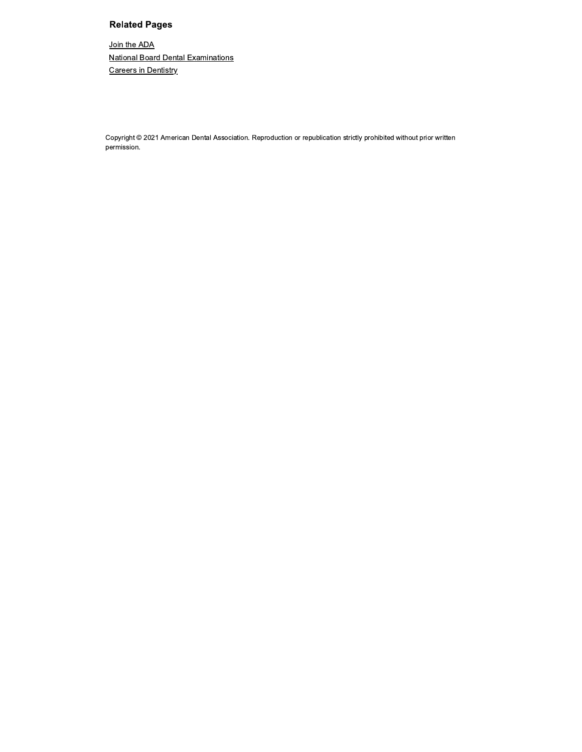### Related Pages

Join the ADA
National Board Dental Examinations
Careers in Dentistry

Copyright © 2021 American Dental Association. Reproduction or republication strictly prohibited without prior written permission.